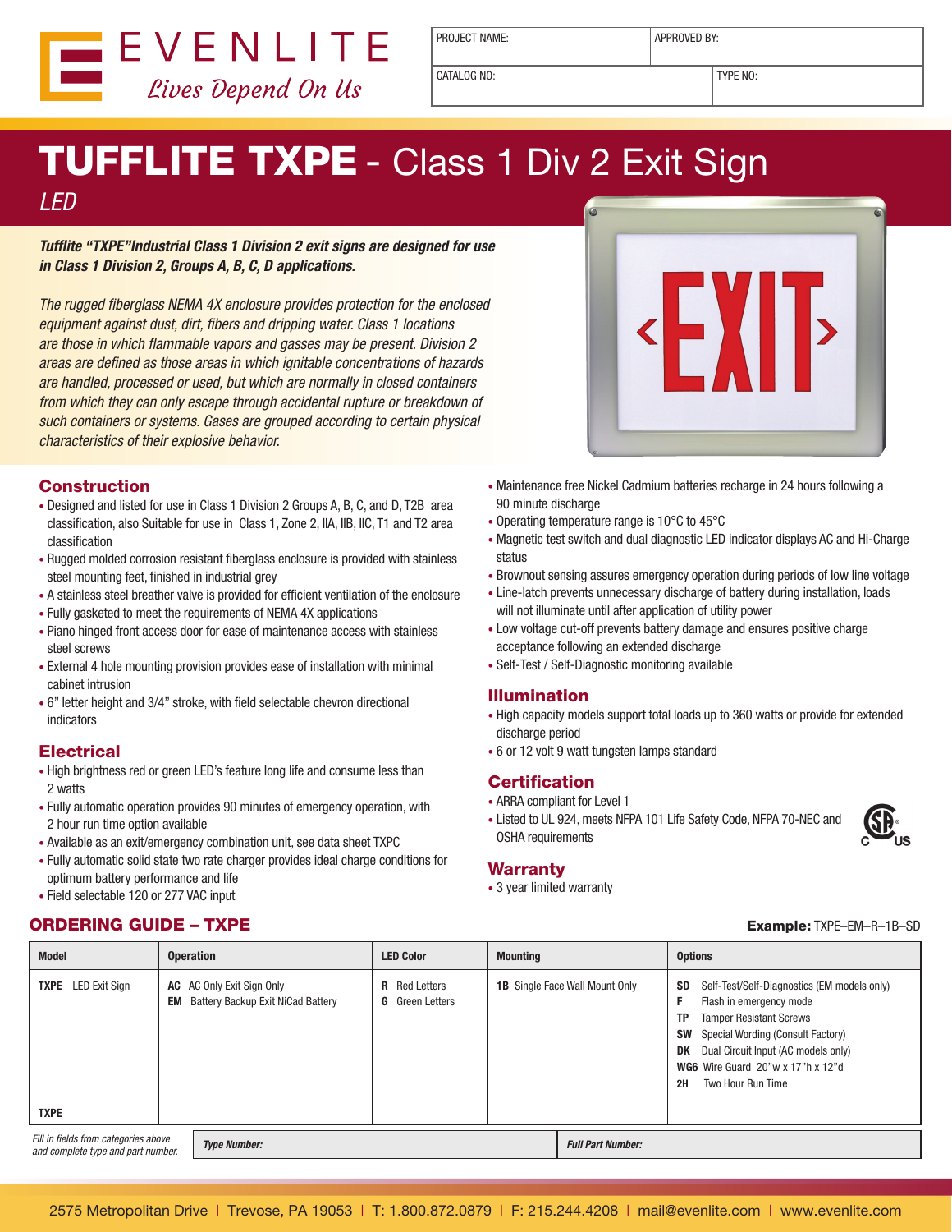EVENLITE
*Lives Depend On Us*

| PROJECT NAME: | APPROVED BY: |
|---|---|
| CATALOG NO: | TYPE NO: |

# TUFFLITE TXPE - Class 1 Div 2 Exit Sign

*LED*

***Tufflite "TXPE"Industrial Class 1 Division 2 exit signs are designed for use in Class 1 Division 2, Groups A, B, C, D applications.***

*The rugged fiberglass NEMA 4X enclosure provides protection for the enclosed equipment against dust, dirt, fibers and dripping water. Class 1 locations are those in which flammable vapors and gasses may be present. Division 2 areas are defined as those areas in which ignitable concentrations of hazards are handled, processed or used, but which are normally in closed containers from which they can only escape through accidental rupture or breakdown of such containers or systems. Gases are grouped according to certain physical characteristics of their explosive behavior.*

## Construction

- Designed and listed for use in Class 1 Division 2 Groups A, B, C, and D, T2B area classification, also Suitable for use in Class 1, Zone 2, IIA, IIB, IIC, T1 and T2 area classification
- Rugged molded corrosion resistant fiberglass enclosure is provided with stainless steel mounting feet, finished in industrial grey
- A stainless steel breather valve is provided for efficient ventilation of the enclosure
- Fully gasketed to meet the requirements of NEMA 4X applications
- Piano hinged front access door for ease of maintenance access with stainless steel screws
- External 4 hole mounting provision provides ease of installation with minimal cabinet intrusion
- 6" letter height and 3/4" stroke, with field selectable chevron directional indicators

## Electrical

- High brightness red or green LED's feature long life and consume less than 2 watts
- Fully automatic operation provides 90 minutes of emergency operation, with 2 hour run time option available
- Available as an exit/emergency combination unit, see data sheet TXPC
- Fully automatic solid state two rate charger provides ideal charge conditions for optimum battery performance and life
- Field selectable 120 or 277 VAC input
- Maintenance free Nickel Cadmium batteries recharge in 24 hours following a 90 minute discharge
- Operating temperature range is 10°C to 45°C
- Magnetic test switch and dual diagnostic LED indicator displays AC and Hi-Charge status
- Brownout sensing assures emergency operation during periods of low line voltage
- Line-latch prevents unnecessary discharge of battery during installation, loads will not illuminate until after application of utility power
- Low voltage cut-off prevents battery damage and ensures positive charge acceptance following an extended discharge
- Self-Test / Self-Diagnostic monitoring available

## Illumination

- High capacity models support total loads up to 360 watts or provide for extended discharge period
- 6 or 12 volt 9 watt tungsten lamps standard

## Certification

- ARRA compliant for Level 1
- Listed to UL 924, meets NFPA 101 Life Safety Code, NFPA 70-NEC and OSHA requirements

## Warranty

- 3 year limited warranty

## ORDERING GUIDE – TXPE

**Example:** TXPE–EM–R–1B–SD

| Model | Operation | LED Color | Mounting | Options |
|---|---|---|---|---|
| **TXPE** LED Exit Sign | **AC** AC Only Exit Sign Only<br>**EM** Battery Backup Exit NiCad Battery | **R** Red Letters<br>**G** Green Letters | **1B** Single Face Wall Mount Only | **SD** Self-Test/Self-Diagnostics (EM models only)<br>**F** Flash in emergency mode<br>**TP** Tamper Resistant Screws<br>**SW** Special Wording (Consult Factory)<br>**DK** Dual Circuit Input (AC models only)<br>**WG6** Wire Guard 20"w x 17"h x 12"d<br>**2H** Two Hour Run Time |
| **TXPE** | | | | |

*Fill in fields from categories above and complete type and part number.*

| ***Type Number:*** | ***Full Part Number:*** |
|---|---|

2575 Metropolitan Drive | Trevose, PA 19053 | T: 1.800.872.0879 | F: 215.244.4208 | mail@evenlite.com | www.evenlite.com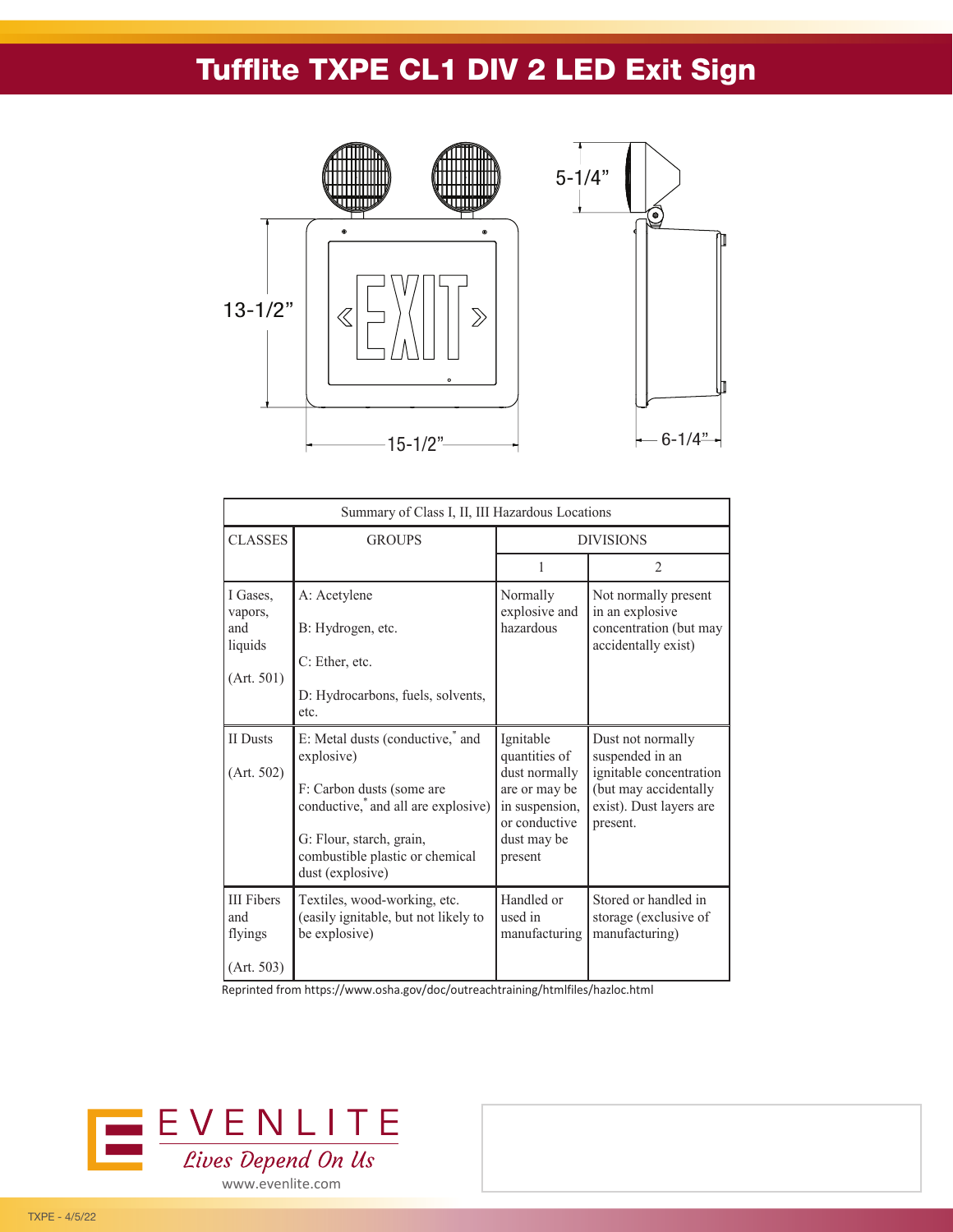# Tufflite TXPE CL1 DIV 2 LED Exit Sign

5-1/4"

13-1/2"

15-1/2"

6-1/4"

| Summary of Class I, II, III Hazardous Locations | | | |
|---|---|---|---|
| CLASSES | GROUPS | DIVISIONS | |
| | | 1 | 2 |
| I Gases, vapors, and liquids (Art. 501) | A: Acetylene<br>B: Hydrogen, etc.<br>C: Ether, etc.<br>D: Hydrocarbons, fuels, solvents, etc. | Normally explosive and hazardous | Not normally present in an explosive concentration (but may accidentally exist) |
| II Dusts (Art. 502) | E: Metal dusts (conductive,* and explosive)<br>F: Carbon dusts (some are conductive,* and all are explosive)<br>G: Flour, starch, grain, combustible plastic or chemical dust (explosive) | Ignitable quantities of dust normally are or may be in suspension, or conductive dust may be present | Dust not normally suspended in an ignitable concentration (but may accidentally exist). Dust layers are present. |
| III Fibers and flyings (Art. 503) | Textiles, wood-working, etc. (easily ignitable, but not likely to be explosive) | Handled or used in manufacturing | Stored or handled in storage (exclusive of manufacturing) |

Reprinted from https://www.osha.gov/doc/outreachtraining/htmlfiles/hazloc.html

EVENLITE
*Lives Depend On Us*
www.evenlite.com

TXPE - 4/5/22